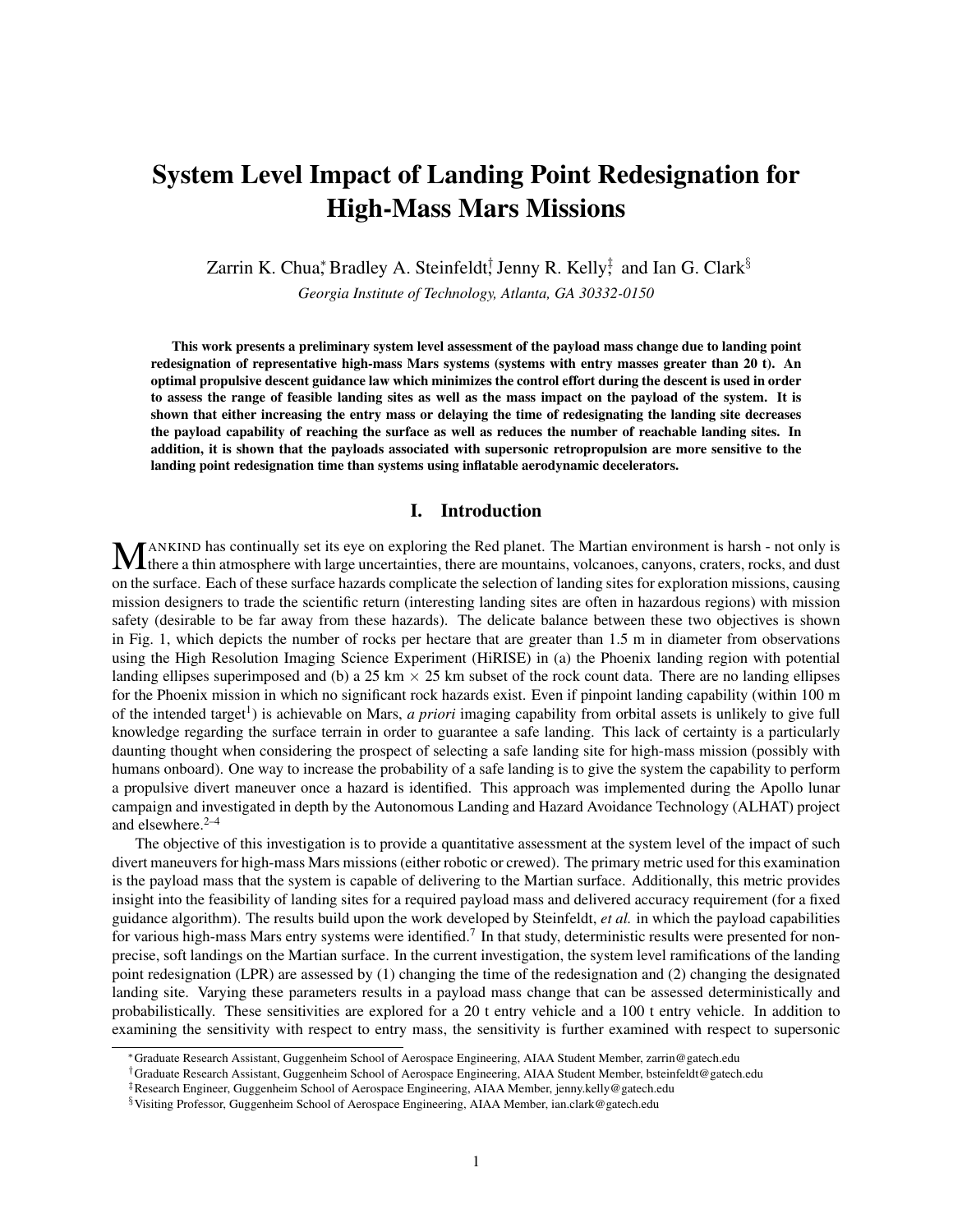# System Level Impact of Landing Point Redesignation for High-Mass Mars Missions

Zarrin K. Chua[*], Bradley A. Steinfeldt[†], Jenny R. Kelly[‡], and Ian G. Clark[§]

*Georgia Institute of Technology, Atlanta, GA 30332-0150*

**This work presents a preliminary system level assessment of the payload mass change due to landing point redesignation of representative high-mass Mars systems (systems with entry masses greater than 20 t). An optimal propulsive descent guidance law which minimizes the control effort during the descent is used in order to assess the range of feasible landing sites as well as the mass impact on the payload of the system. It is shown that either increasing the entry mass or delaying the time of redesignating the landing site decreases the payload capability of reaching the surface as well as reduces the number of reachable landing sites. In addition, it is shown that the payloads associated with supersonic retropropulsion are more sensitive to the landing point redesignation time than systems using inflatable aerodynamic decelerators.**

## I. Introduction

MANKIND has continually set its eye on exploring the Red planet. The Martian environment is harsh - not only is there a thin atmosphere with large uncertainties, there are mountains, volcanoes, canyons, craters, rocks, and dust on the surface. Each of these surface hazards complicate the selection of landing sites for exploration missions, causing mission designers to trade the scientific return (interesting landing sites are often in hazardous regions) with mission safety (desirable to be far away from these hazards). The delicate balance between these two objectives is shown in Fig. 1, which depicts the number of rocks per hectare that are greater than 1.5 m in diameter from observations using the High Resolution Imaging Science Experiment (HiRISE) in (a) the Phoenix landing region with potential landing ellipses superimposed and (b) a 25 km $\times$ 25 km subset of the rock count data. There are no landing ellipses for the Phoenix mission in which no significant rock hazards exist. Even if pinpoint landing capability (within 100 m of the intended target[1]) is achievable on Mars, *a priori* imaging capability from orbital assets is unlikely to give full knowledge regarding the surface terrain in order to guarantee a safe landing. This lack of certainty is a particularly daunting thought when considering the prospect of selecting a safe landing site for high-mass mission (possibly with humans onboard). One way to increase the probability of a safe landing is to give the system the capability to perform a propulsive divert maneuver once a hazard is identified. This approach was implemented during the Apollo lunar campaign and investigated in depth by the Autonomous Landing and Hazard Avoidance Technology (ALHAT) project and elsewhere.[2–4]

The objective of this investigation is to provide a quantitative assessment at the system level of the impact of such divert maneuvers for high-mass Mars missions (either robotic or crewed). The primary metric used for this examination is the payload mass that the system is capable of delivering to the Martian surface. Additionally, this metric provides insight into the feasibility of landing sites for a required payload mass and delivered accuracy requirement (for a fixed guidance algorithm). The results build upon the work developed by Steinfeldt, *et al.* in which the payload capabilities for various high-mass Mars entry systems were identified.[7] In that study, deterministic results were presented for non-precise, soft landings on the Martian surface. In the current investigation, the system level ramifications of the landing point redesignation (LPR) are assessed by (1) changing the time of the redesignation and (2) changing the designated landing site. Varying these parameters results in a payload mass change that can be assessed deterministically and probabilistically. These sensitivities are explored for a 20 t entry vehicle and a 100 t entry vehicle. In addition to examining the sensitivity with respect to entry mass, the sensitivity is further examined with respect to supersonic

---

[*] Graduate Research Assistant, Guggenheim School of Aerospace Engineering, AIAA Student Member, zarrin@gatech.edu

[†] Graduate Research Assistant, Guggenheim School of Aerospace Engineering, AIAA Student Member, bsteinfeldt@gatech.edu

[‡] Research Engineer, Guggenheim School of Aerospace Engineering, AIAA Member, jenny.kelly@gatech.edu

[§] Visiting Professor, Guggenheim School of Aerospace Engineering, AIAA Member, ian.clark@gatech.edu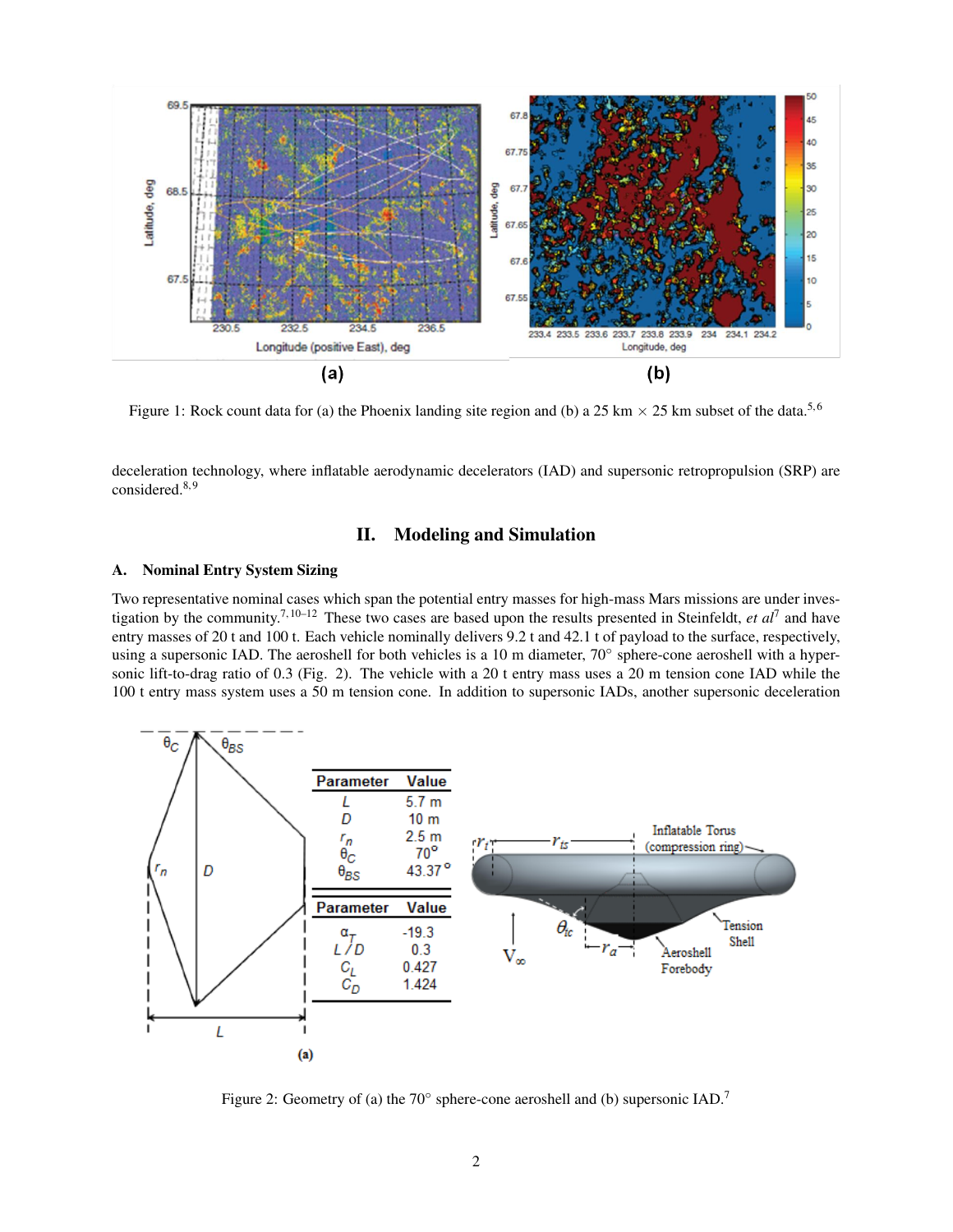Figure 1: Rock count data for (a) the Phoenix landing site region and (b) a 25 km × 25 km subset of the data.[5,6]

deceleration technology, where inflatable aerodynamic decelerators (IAD) and supersonic retropropulsion (SRP) are considered.[8,9]

## II. Modeling and Simulation

### A. Nominal Entry System Sizing

Two representative nominal cases which span the potential entry masses for high-mass Mars missions are under investigation by the community.[7,10–12] These two cases are based upon the results presented in Steinfeldt, *et al*[7] and have entry masses of 20 t and 100 t. Each vehicle nominally delivers 9.2 t and 42.1 t of payload to the surface, respectively, using a supersonic IAD. The aeroshell for both vehicles is a 10 m diameter, 70° sphere-cone aeroshell with a hypersonic lift-to-drag ratio of 0.3 (Fig. 2). The vehicle with a 20 t entry mass uses a 20 m tension cone IAD while the 100 t entry mass system uses a 50 m tension cone. In addition to supersonic IADs, another supersonic deceleration

| Parameter | Value |
|---|---|
| $L$ | 5.7 m |
| $D$ | 10 m |
| $r_n$ | 2.5 m |
| $\theta_C$ | 70° |
| $\theta_{BS}$ | 43.37° |

| Parameter | Value |
|---|---|
| $\alpha_T$ | -19.3 |
| $L/D$ | 0.3 |
| $C_L$ | 0.427 |
| $C_D$ | 1.424 |

Figure 2: Geometry of (a) the 70° sphere-cone aeroshell and (b) supersonic IAD.[7]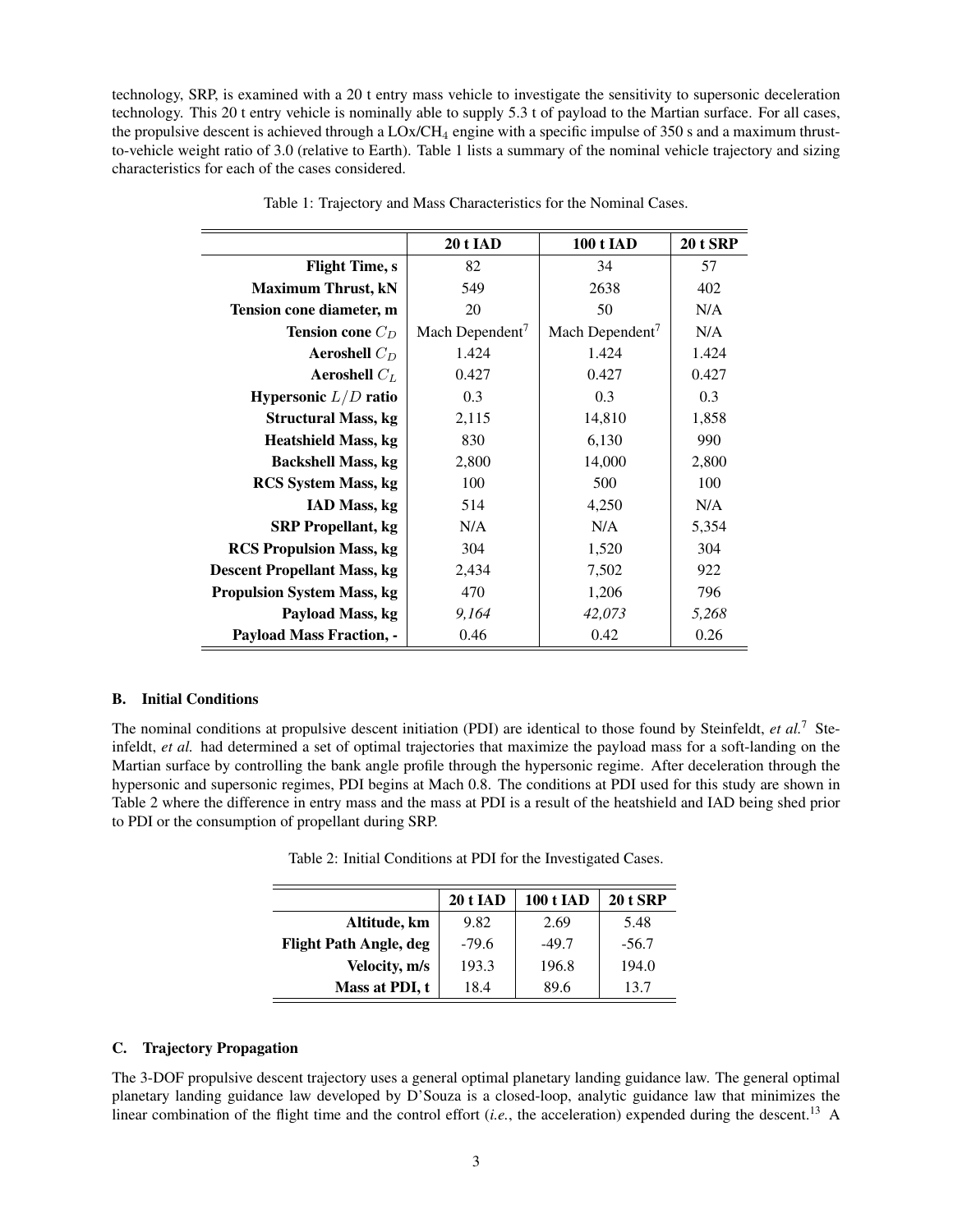technology, SRP, is examined with a 20 t entry mass vehicle to investigate the sensitivity to supersonic deceleration technology. This 20 t entry vehicle is nominally able to supply 5.3 t of payload to the Martian surface. For all cases, the propulsive descent is achieved through a LOx/$CH_4$ engine with a specific impulse of 350 s and a maximum thrust-to-vehicle weight ratio of 3.0 (relative to Earth). Table 1 lists a summary of the nominal vehicle trajectory and sizing characteristics for each of the cases considered.

Table 1: Trajectory and Mass Characteristics for the Nominal Cases.

| | **20 t IAD** | **100 t IAD** | **20 t SRP** |
|---|---|---|---|
| **Flight Time, s** | 82 | 34 | 57 |
| **Maximum Thrust, kN** | 549 | 2638 | 402 |
| **Tension cone diameter, m** | 20 | 50 | N/A |
| **Tension cone $C_D$** | Mach Dependent[7] | Mach Dependent[7] | N/A |
| **Aeroshell $C_D$** | 1.424 | 1.424 | 1.424 |
| **Aeroshell $C_L$** | 0.427 | 0.427 | 0.427 |
| **Hypersonic $L/D$ ratio** | 0.3 | 0.3 | 0.3 |
| **Structural Mass, kg** | 2,115 | 14,810 | 1,858 |
| **Heatshield Mass, kg** | 830 | 6,130 | 990 |
| **Backshell Mass, kg** | 2,800 | 14,000 | 2,800 |
| **RCS System Mass, kg** | 100 | 500 | 100 |
| **IAD Mass, kg** | 514 | 4,250 | N/A |
| **SRP Propellant, kg** | N/A | N/A | 5,354 |
| **RCS Propulsion Mass, kg** | 304 | 1,520 | 304 |
| **Descent Propellant Mass, kg** | 2,434 | 7,502 | 922 |
| **Propulsion System Mass, kg** | 470 | 1,206 | 796 |
| **Payload Mass, kg** | *9,164* | *42,073* | *5,268* |
| **Payload Mass Fraction, -** | 0.46 | 0.42 | 0.26 |

### B. Initial Conditions

The nominal conditions at propulsive descent initiation (PDI) are identical to those found by Steinfeldt, *et al.*[7] Steinfeldt, *et al.* had determined a set of optimal trajectories that maximize the payload mass for a soft-landing on the Martian surface by controlling the bank angle profile through the hypersonic regime. After deceleration through the hypersonic and supersonic regimes, PDI begins at Mach 0.8. The conditions at PDI used for this study are shown in Table 2 where the difference in entry mass and the mass at PDI is a result of the heatshield and IAD being shed prior to PDI or the consumption of propellant during SRP.

Table 2: Initial Conditions at PDI for the Investigated Cases.

| | **20 t IAD** | **100 t IAD** | **20 t SRP** |
|---|---|---|---|
| **Altitude, km** | 9.82 | 2.69 | 5.48 |
| **Flight Path Angle, deg** | -79.6 | -49.7 | -56.7 |
| **Velocity, m/s** | 193.3 | 196.8 | 194.0 |
| **Mass at PDI, t** | 18.4 | 89.6 | 13.7 |

### C. Trajectory Propagation

The 3-DOF propulsive descent trajectory uses a general optimal planetary landing guidance law. The general optimal planetary landing guidance law developed by D'Souza is a closed-loop, analytic guidance law that minimizes the linear combination of the flight time and the control effort (*i.e.*, the acceleration) expended during the descent.[13] A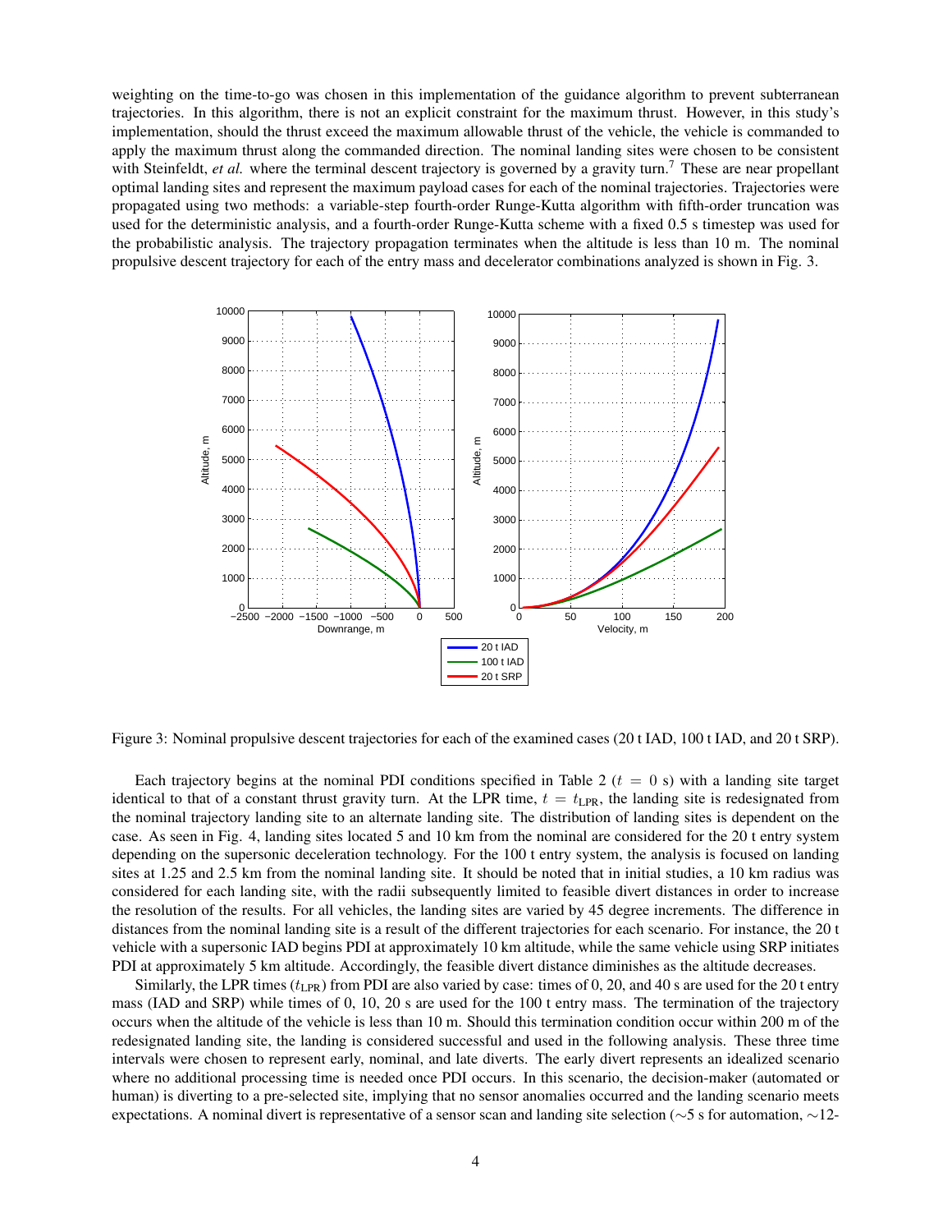weighting on the time-to-go was chosen in this implementation of the guidance algorithm to prevent subterranean trajectories. In this algorithm, there is not an explicit constraint for the maximum thrust. However, in this study's implementation, should the thrust exceed the maximum allowable thrust of the vehicle, the vehicle is commanded to apply the maximum thrust along the commanded direction. The nominal landing sites were chosen to be consistent with Steinfeldt, *et al.* where the terminal descent trajectory is governed by a gravity turn.[7] These are near propellant optimal landing sites and represent the maximum payload cases for each of the nominal trajectories. Trajectories were propagated using two methods: a variable-step fourth-order Runge-Kutta algorithm with fifth-order truncation was used for the deterministic analysis, and a fourth-order Runge-Kutta scheme with a fixed 0.5 s timestep was used for the probabilistic analysis. The trajectory propagation terminates when the altitude is less than 10 m. The nominal propulsive descent trajectory for each of the entry mass and decelerator combinations analyzed is shown in Fig. 3.

Figure 3: Nominal propulsive descent trajectories for each of the examined cases (20 t IAD, 100 t IAD, and 20 t SRP).

Each trajectory begins at the nominal PDI conditions specified in Table 2 ($t = 0$ s) with a landing site target identical to that of a constant thrust gravity turn. At the LPR time, $t = t_{\text{LPR}}$, the landing site is redesignated from the nominal trajectory landing site to an alternate landing site. The distribution of landing sites is dependent on the case. As seen in Fig. 4, landing sites located 5 and 10 km from the nominal are considered for the 20 t entry system depending on the supersonic deceleration technology. For the 100 t entry system, the analysis is focused on landing sites at 1.25 and 2.5 km from the nominal landing site. It should be noted that in initial studies, a 10 km radius was considered for each landing site, with the radii subsequently limited to feasible divert distances in order to increase the resolution of the results. For all vehicles, the landing sites are varied by 45 degree increments. The difference in distances from the nominal landing site is a result of the different trajectories for each scenario. For instance, the 20 t vehicle with a supersonic IAD begins PDI at approximately 10 km altitude, while the same vehicle using SRP initiates PDI at approximately 5 km altitude. Accordingly, the feasible divert distance diminishes as the altitude decreases.

Similarly, the LPR times ($t_{\text{LPR}}$) from PDI are also varied by case: times of 0, 20, and 40 s are used for the 20 t entry mass (IAD and SRP) while times of 0, 10, 20 s are used for the 100 t entry mass. The termination of the trajectory occurs when the altitude of the vehicle is less than 10 m. Should this termination condition occur within 200 m of the redesignated landing site, the landing is considered successful and used in the following analysis. These three time intervals were chosen to represent early, nominal, and late diverts. The early divert represents an idealized scenario where no additional processing time is needed once PDI occurs. In this scenario, the decision-maker (automated or human) is diverting to a pre-selected site, implying that no sensor anomalies occurred and the landing scenario meets expectations. A nominal divert is representative of a sensor scan and landing site selection (~5 s for automation, ~12-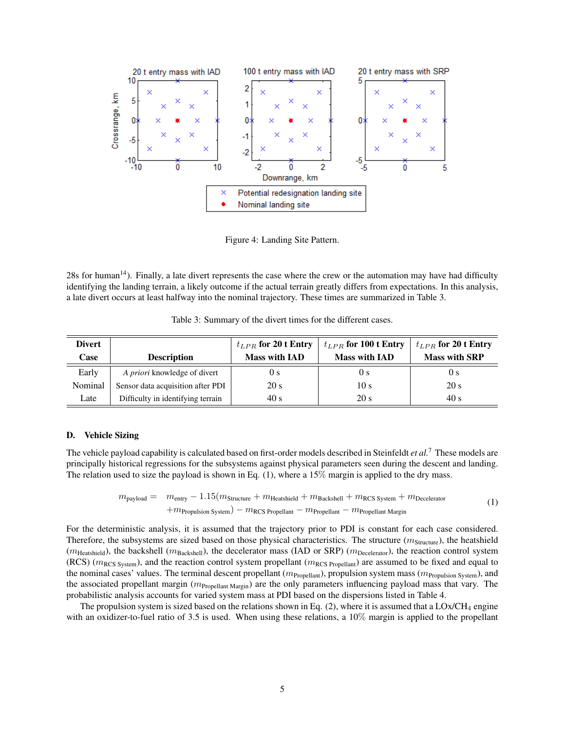Figure 4: Landing Site Pattern.

28s for human[14]). Finally, a late divert represents the case where the crew or the automation may have had difficulty identifying the landing terrain, a likely outcome if the actual terrain greatly differs from expectations. In this analysis, a late divert occurs at least halfway into the nominal trajectory. These times are summarized in Table 3.

Table 3: Summary of the divert times for the different cases.

| Divert Case | Description | $t_{LPR}$ for 20 t Entry Mass with IAD | $t_{LPR}$ for 100 t Entry Mass with IAD | $t_{LPR}$ for 20 t Entry Mass with SRP |
|---|---|---|---|---|
| Early | *A priori* knowledge of divert | 0 s | 0 s | 0 s |
| Nominal | Sensor data acquisition after PDI | 20 s | 10 s | 20 s |
| Late | Difficulty in identifying terrain | 40 s | 20 s | 40 s |

### D. Vehicle Sizing

The vehicle payload capability is calculated based on first-order models described in Steinfeldt *et al.*[7] These models are principally historical regressions for the subsystems against physical parameters seen during the descent and landing. The relation used to size the payload is shown in Eq. (1), where a 15% margin is applied to the dry mass.

$$
\begin{aligned}
m_{\text{payload}} = \; & m_{\text{entry}} - 1.15(m_{\text{Structure}} + m_{\text{Heatshield}} + m_{\text{Backshell}} + m_{\text{RCS System}} + m_{\text{Decelerator}} \\
& + m_{\text{Propulsion System}}) - m_{\text{RCS Propellant}} - m_{\text{Propellant}} - m_{\text{Propellant Margin}}
\end{aligned}
\tag{1}
$$

For the deterministic analysis, it is assumed that the trajectory prior to PDI is constant for each case considered. Therefore, the subsystems are sized based on those physical characteristics. The structure ($m_{\text{Structure}}$), the heatshield ($m_{\text{Heatshield}}$), the backshell ($m_{\text{Backshell}}$), the decelerator mass (IAD or SRP) ($m_{\text{Decelerator}}$), the reaction control system (RCS) ($m_{\text{RCS System}}$), and the reaction control system propellant ($m_{\text{RCS Propellant}}$) are assumed to be fixed and equal to the nominal cases' values. The terminal descent propellant ($m_{\text{Propellant}}$), propulsion system mass ($m_{\text{Propulsion System}}$), and the associated propellant margin ($m_{\text{Propellant Margin}}$) are the only parameters influencing payload mass that vary. The probabilistic analysis accounts for varied system mass at PDI based on the dispersions listed in Table 4.

The propulsion system is sized based on the relations shown in Eq. (2), where it is assumed that a LOx/$CH_4$ engine with an oxidizer-to-fuel ratio of 3.5 is used. When using these relations, a 10% margin is applied to the propellant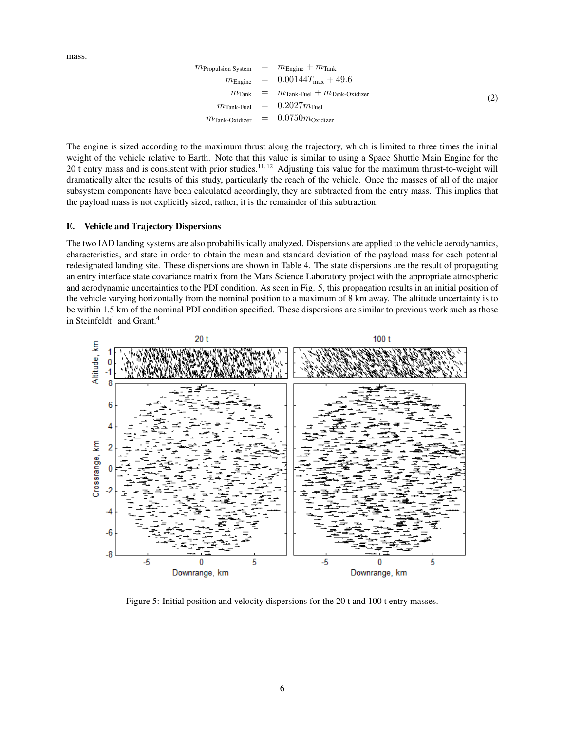mass.

$$
\begin{aligned}
m_{\text{Propulsion System}} &= m_{\text{Engine}} + m_{\text{Tank}} \\
m_{\text{Engine}} &= 0.00144 T_{\max} + 49.6 \\
m_{\text{Tank}} &= m_{\text{Tank-Fuel}} + m_{\text{Tank-Oxidizer}} \\
m_{\text{Tank-Fuel}} &= 0.2027 m_{\text{Fuel}} \\
m_{\text{Tank-Oxidizer}} &= 0.0750 m_{\text{Oxidizer}}
\end{aligned}
\tag{2}
$$

The engine is sized according to the maximum thrust along the trajectory, which is limited to three times the initial weight of the vehicle relative to Earth. Note that this value is similar to using a Space Shuttle Main Engine for the 20 t entry mass and is consistent with prior studies.[11,12] Adjusting this value for the maximum thrust-to-weight will dramatically alter the results of this study, particularly the reach of the vehicle. Once the masses of all of the major subsystem components have been calculated accordingly, they are subtracted from the entry mass. This implies that the payload mass is not explicitly sized, rather, it is the remainder of this subtraction.

### E. Vehicle and Trajectory Dispersions

The two IAD landing systems are also probabilistically analyzed. Dispersions are applied to the vehicle aerodynamics, characteristics, and state in order to obtain the mean and standard deviation of the payload mass for each potential redesignated landing site. These dispersions are shown in Table 4. The state dispersions are the result of propagating an entry interface state covariance matrix from the Mars Science Laboratory project with the appropriate atmospheric and aerodynamic uncertainties to the PDI condition. As seen in Fig. 5, this propagation results in an initial position of the vehicle varying horizontally from the nominal position to a maximum of 8 km away. The altitude uncertainty is to be within 1.5 km of the nominal PDI condition specified. These dispersions are similar to previous work such as those in Steinfeldt[1] and Grant.[4]

Figure 5: Initial position and velocity dispersions for the 20 t and 100 t entry masses.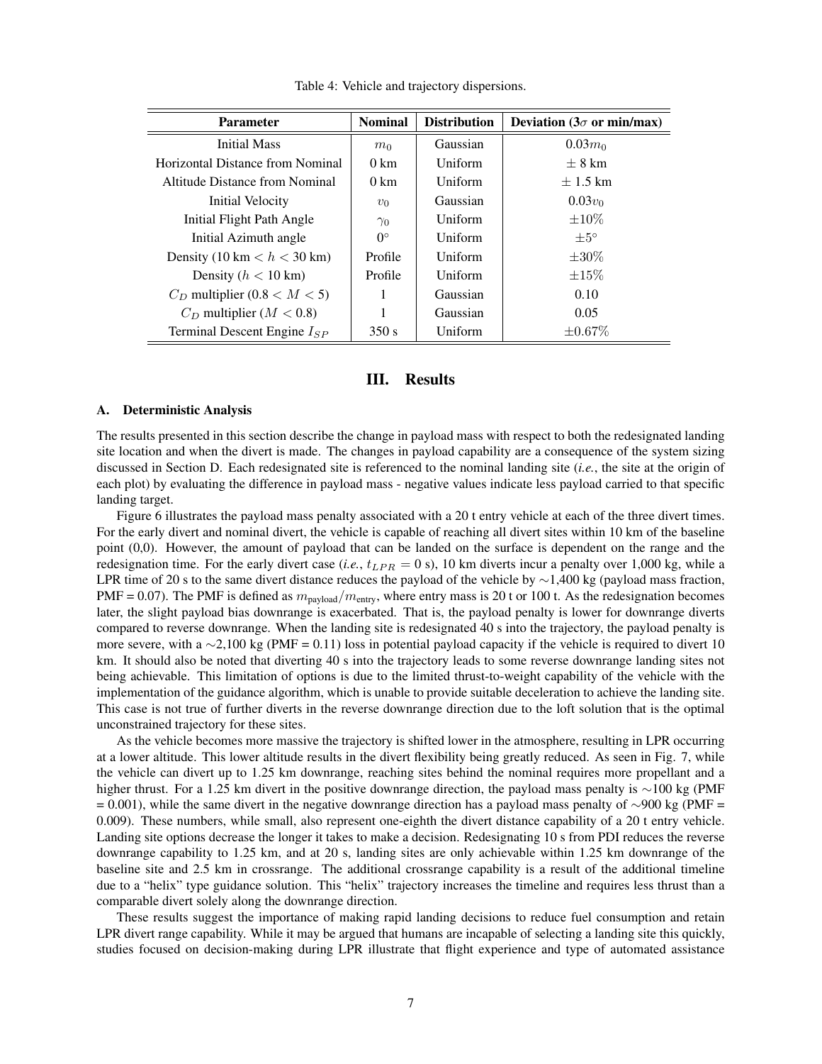Table 4: Vehicle and trajectory dispersions.

| Parameter | Nominal | Distribution | Deviation (3$\sigma$ or min/max) |
|---|---|---|---|
| Initial Mass | $m_0$ | Gaussian | $0.03m_0$ |
| Horizontal Distance from Nominal | 0 km | Uniform | $\pm$ 8 km |
| Altitude Distance from Nominal | 0 km | Uniform | $\pm$ 1.5 km |
| Initial Velocity | $v_0$ | Gaussian | $0.03v_0$ |
| Initial Flight Path Angle | $\gamma_0$ | Uniform | $\pm 10\%$ |
| Initial Azimuth angle | $0°$ | Uniform | $\pm 5°$ |
| Density (10 km $< h <$ 30 km) | Profile | Uniform | $\pm 30\%$ |
| Density ($h <$ 10 km) | Profile | Uniform | $\pm 15\%$ |
| $C_D$ multiplier ($0.8 < M < 5$) | 1 | Gaussian | 0.10 |
| $C_D$ multiplier ($M < 0.8$) | 1 | Gaussian | 0.05 |
| Terminal Descent Engine $I_{SP}$ | 350 s | Uniform | $\pm 0.67\%$ |

# III. Results

## A. Deterministic Analysis

The results presented in this section describe the change in payload mass with respect to both the redesignated landing site location and when the divert is made. The changes in payload capability are a consequence of the system sizing discussed in Section D. Each redesignated site is referenced to the nominal landing site (*i.e.*, the site at the origin of each plot) by evaluating the difference in payload mass - negative values indicate less payload carried to that specific landing target.

Figure 6 illustrates the payload mass penalty associated with a 20 t entry vehicle at each of the three divert times. For the early divert and nominal divert, the vehicle is capable of reaching all divert sites within 10 km of the baseline point (0,0). However, the amount of payload that can be landed on the surface is dependent on the range and the redesignation time. For the early divert case (*i.e.*, $t_{LPR} = 0$ s), 10 km diverts incur a penalty over 1,000 kg, while a LPR time of 20 s to the same divert distance reduces the payload of the vehicle by ∼1,400 kg (payload mass fraction, PMF = 0.07). The PMF is defined as $m_{\text{payload}}/m_{\text{entry}}$, where entry mass is 20 t or 100 t. As the redesignation becomes later, the slight payload bias downrange is exacerbated. That is, the payload penalty is lower for downrange diverts compared to reverse downrange. When the landing site is redesignated 40 s into the trajectory, the payload penalty is more severe, with a ∼2,100 kg (PMF = 0.11) loss in potential payload capacity if the vehicle is required to divert 10 km. It should also be noted that diverting 40 s into the trajectory leads to some reverse downrange landing sites not being achievable. This limitation of options is due to the limited thrust-to-weight capability of the vehicle with the implementation of the guidance algorithm, which is unable to provide suitable deceleration to achieve the landing site. This case is not true of further diverts in the reverse downrange direction due to the loft solution that is the optimal unconstrained trajectory for these sites.

As the vehicle becomes more massive the trajectory is shifted lower in the atmosphere, resulting in LPR occurring at a lower altitude. This lower altitude results in the divert flexibility being greatly reduced. As seen in Fig. 7, while the vehicle can divert up to 1.25 km downrange, reaching sites behind the nominal requires more propellant and a higher thrust. For a 1.25 km divert in the positive downrange direction, the payload mass penalty is ∼100 kg (PMF = 0.001), while the same divert in the negative downrange direction has a payload mass penalty of ∼900 kg (PMF = 0.009). These numbers, while small, also represent one-eighth the divert distance capability of a 20 t entry vehicle. Landing site options decrease the longer it takes to make a decision. Redesignating 10 s from PDI reduces the reverse downrange capability to 1.25 km, and at 20 s, landing sites are only achievable within 1.25 km downrange of the baseline site and 2.5 km in crossrange. The additional crossrange capability is a result of the additional timeline due to a "helix" type guidance solution. This "helix" trajectory increases the timeline and requires less thrust than a comparable divert solely along the downrange direction.

These results suggest the importance of making rapid landing decisions to reduce fuel consumption and retain LPR divert range capability. While it may be argued that humans are incapable of selecting a landing site this quickly, studies focused on decision-making during LPR illustrate that flight experience and type of automated assistance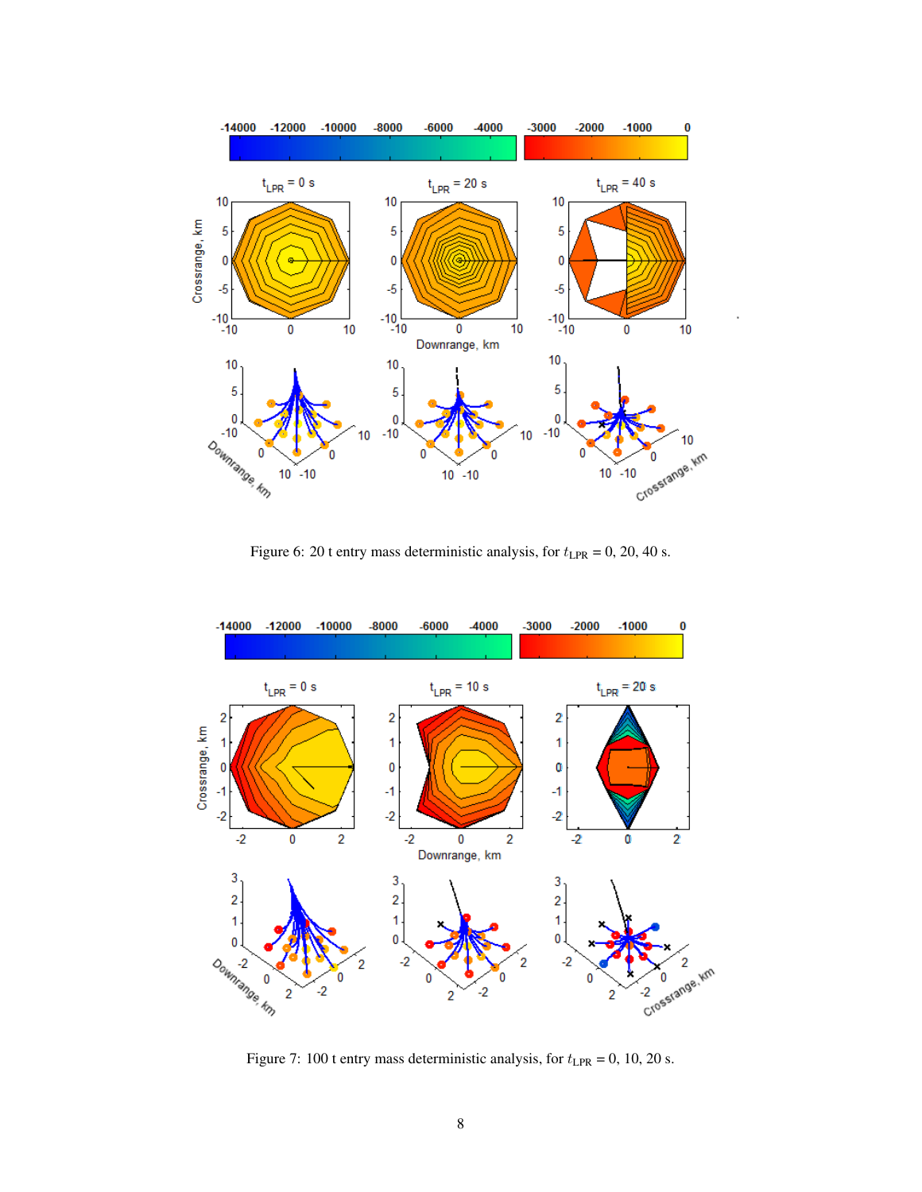Figure 6: 20 t entry mass deterministic analysis, for $t_{\text{LPR}}$ = 0, 20, 40 s.

Figure 7: 100 t entry mass deterministic analysis, for $t_{\text{LPR}}$ = 0, 10, 20 s.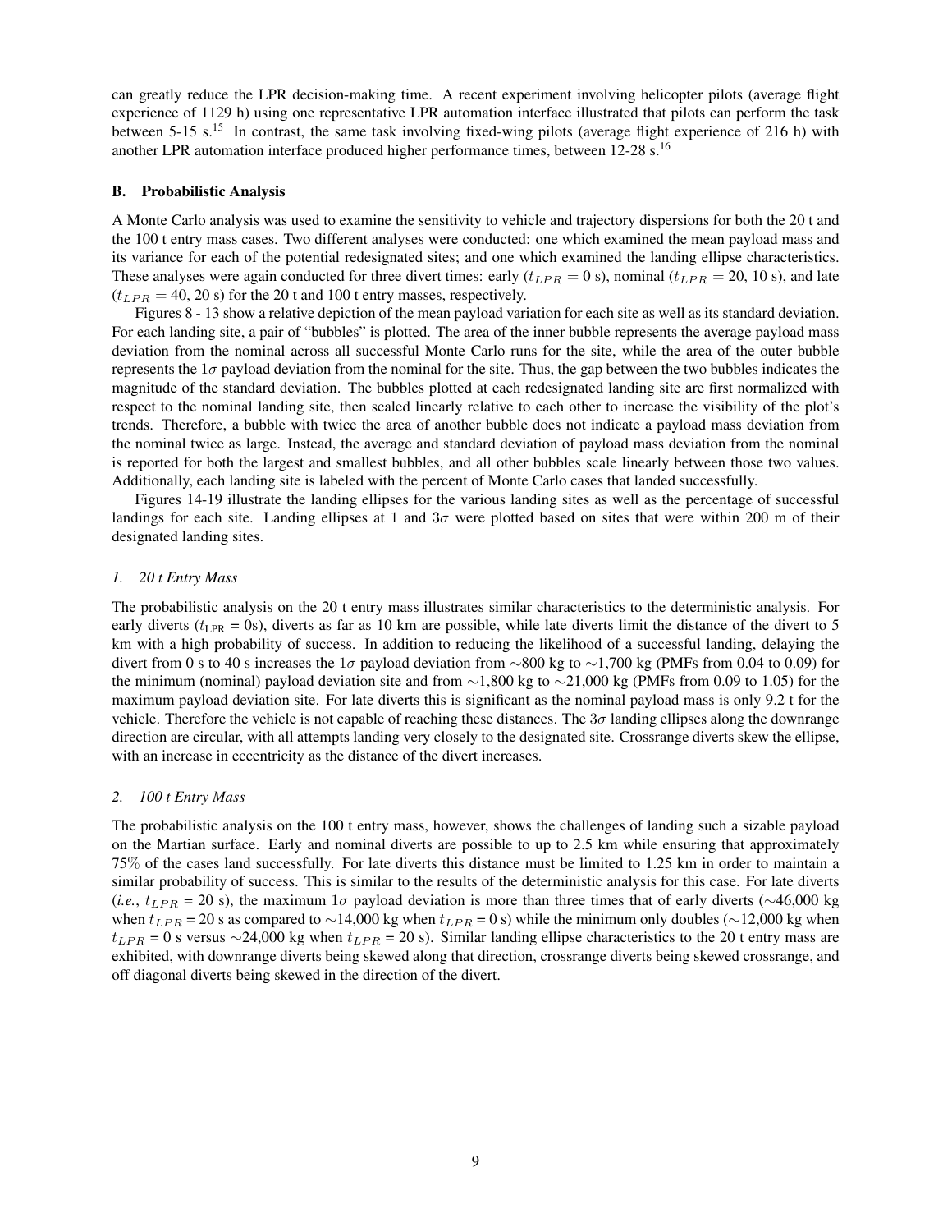can greatly reduce the LPR decision-making time. A recent experiment involving helicopter pilots (average flight experience of 1129 h) using one representative LPR automation interface illustrated that pilots can perform the task between 5-15 s.[15] In contrast, the same task involving fixed-wing pilots (average flight experience of 216 h) with another LPR automation interface produced higher performance times, between 12-28 s.[16]

### B. Probabilistic Analysis

A Monte Carlo analysis was used to examine the sensitivity to vehicle and trajectory dispersions for both the 20 t and the 100 t entry mass cases. Two different analyses were conducted: one which examined the mean payload mass and its variance for each of the potential redesignated sites; and one which examined the landing ellipse characteristics. These analyses were again conducted for three divert times: early ($t_{LPR} = 0$ s), nominal ($t_{LPR} = 20$, 10 s), and late ($t_{LPR} = 40$, 20 s) for the 20 t and 100 t entry masses, respectively.

Figures 8 - 13 show a relative depiction of the mean payload variation for each site as well as its standard deviation. For each landing site, a pair of "bubbles" is plotted. The area of the inner bubble represents the average payload mass deviation from the nominal across all successful Monte Carlo runs for the site, while the area of the outer bubble represents the $1\sigma$ payload deviation from the nominal for the site. Thus, the gap between the two bubbles indicates the magnitude of the standard deviation. The bubbles plotted at each redesignated landing site are first normalized with respect to the nominal landing site, then scaled linearly relative to each other to increase the visibility of the plot's trends. Therefore, a bubble with twice the area of another bubble does not indicate a payload mass deviation from the nominal twice as large. Instead, the average and standard deviation of payload mass deviation from the nominal is reported for both the largest and smallest bubbles, and all other bubbles scale linearly between those two values. Additionally, each landing site is labeled with the percent of Monte Carlo cases that landed successfully.

Figures 14-19 illustrate the landing ellipses for the various landing sites as well as the percentage of successful landings for each site. Landing ellipses at 1 and $3\sigma$ were plotted based on sites that were within 200 m of their designated landing sites.

#### *1. 20 t Entry Mass*

The probabilistic analysis on the 20 t entry mass illustrates similar characteristics to the deterministic analysis. For early diverts ($t_{\text{LPR}}$ = 0s), diverts as far as 10 km are possible, while late diverts limit the distance of the divert to 5 km with a high probability of success. In addition to reducing the likelihood of a successful landing, delaying the divert from 0 s to 40 s increases the $1\sigma$ payload deviation from ~800 kg to ~1,700 kg (PMFs from 0.04 to 0.09) for the minimum (nominal) payload deviation site and from ~1,800 kg to ~21,000 kg (PMFs from 0.09 to 1.05) for the maximum payload deviation site. For late diverts this is significant as the nominal payload mass is only 9.2 t for the vehicle. Therefore the vehicle is not capable of reaching these distances. The $3\sigma$ landing ellipses along the downrange direction are circular, with all attempts landing very closely to the designated site. Crossrange diverts skew the ellipse, with an increase in eccentricity as the distance of the divert increases.

#### *2. 100 t Entry Mass*

The probabilistic analysis on the 100 t entry mass, however, shows the challenges of landing such a sizable payload on the Martian surface. Early and nominal diverts are possible to up to 2.5 km while ensuring that approximately 75% of the cases land successfully. For late diverts this distance must be limited to 1.25 km in order to maintain a similar probability of success. This is similar to the results of the deterministic analysis for this case. For late diverts (*i.e.*, $t_{LPR}$ = 20 s), the maximum $1\sigma$ payload deviation is more than three times that of early diverts (~46,000 kg when $t_{LPR}$ = 20 s as compared to ~14,000 kg when $t_{LPR}$ = 0 s) while the minimum only doubles (~12,000 kg when $t_{LPR}$ = 0 s versus ~24,000 kg when $t_{LPR}$ = 20 s). Similar landing ellipse characteristics to the 20 t entry mass are exhibited, with downrange diverts being skewed along that direction, crossrange diverts being skewed crossrange, and off diagonal diverts being skewed in the direction of the divert.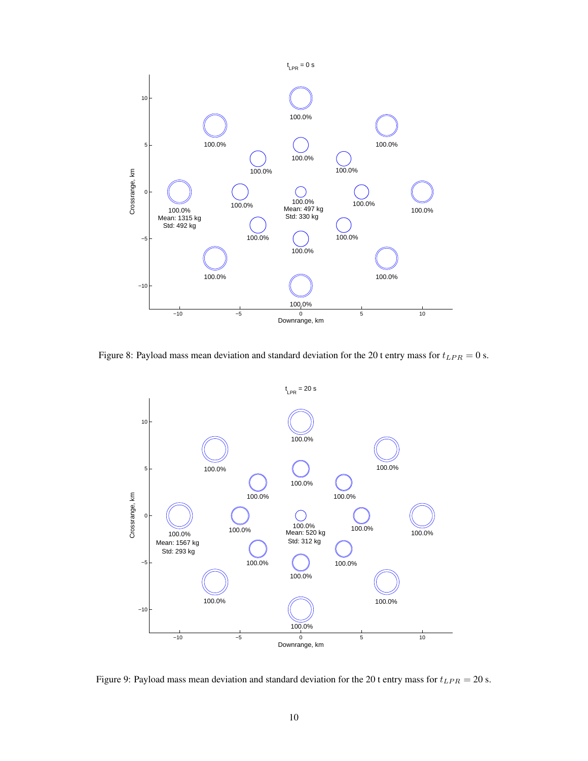Figure 8: Payload mass mean deviation and standard deviation for the 20 t entry mass for $t_{LPR} = 0$ s.

Figure 9: Payload mass mean deviation and standard deviation for the 20 t entry mass for $t_{LPR} = 20$ s.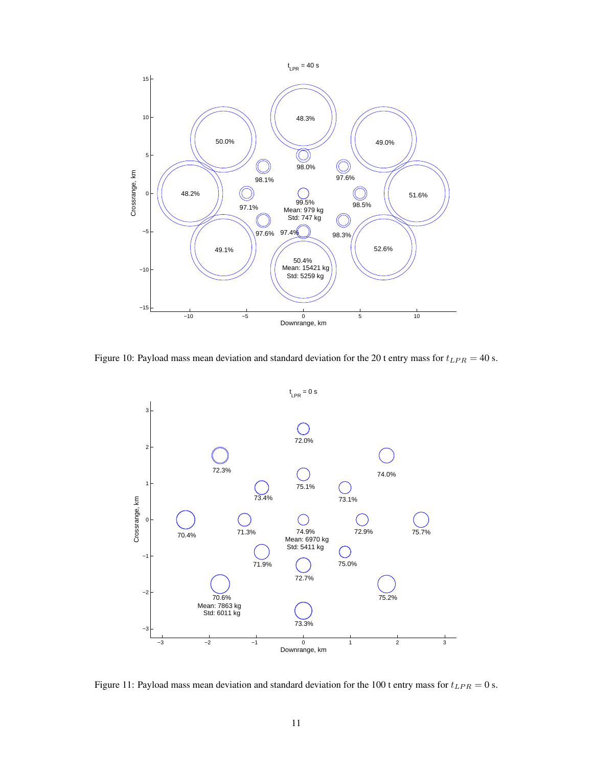Figure 10: Payload mass mean deviation and standard deviation for the 20 t entry mass for $t_{LPR} = 40$ s.

Figure 11: Payload mass mean deviation and standard deviation for the 100 t entry mass for $t_{LPR} = 0$ s.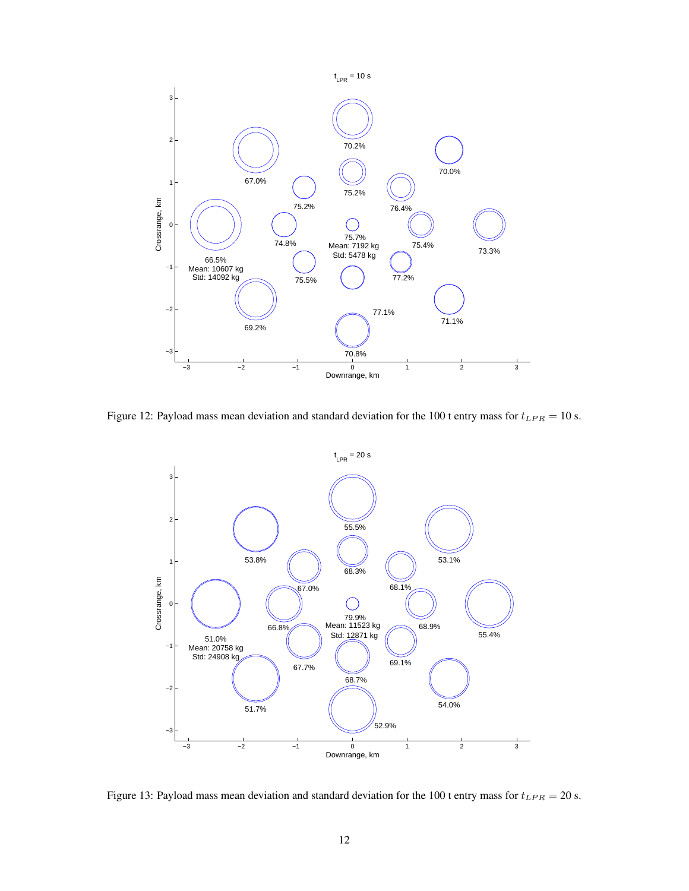Figure 12: Payload mass mean deviation and standard deviation for the 100 t entry mass for $t_{LPR} = 10$ s.

Figure 13: Payload mass mean deviation and standard deviation for the 100 t entry mass for $t_{LPR} = 20$ s.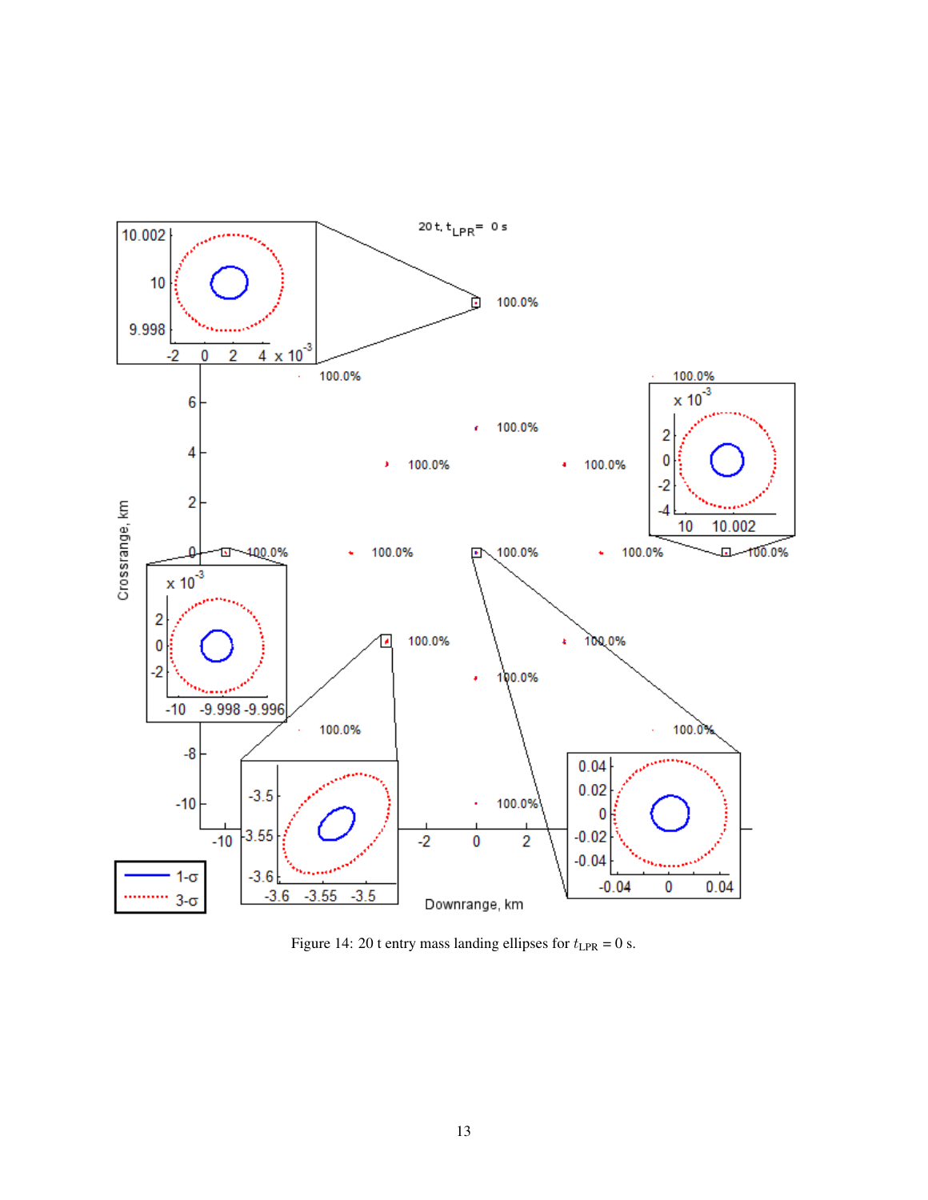Figure 14: 20 t entry mass landing ellipses for $t_{LPR}$ = 0 s.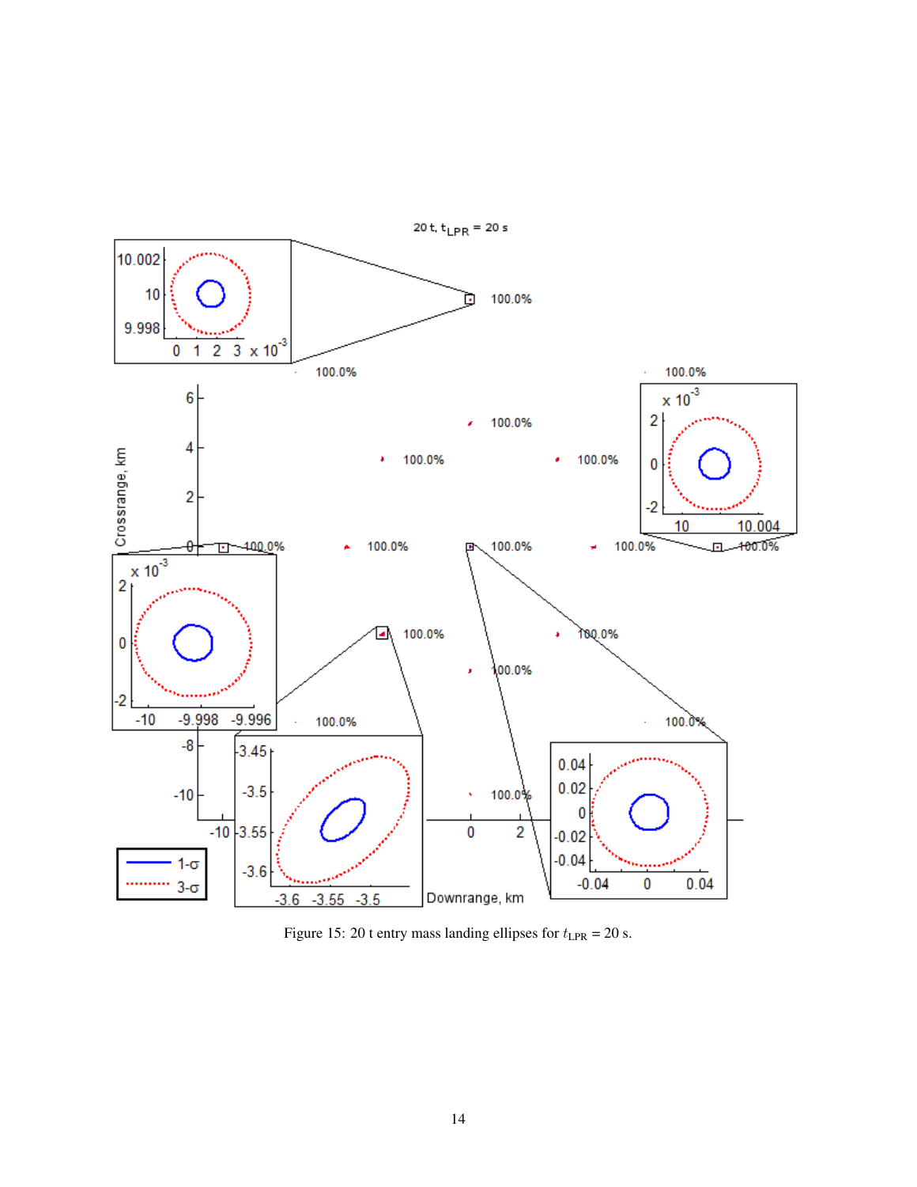Figure 15: 20 t entry mass landing ellipses for $t_{\text{LPR}}$ = 20 s.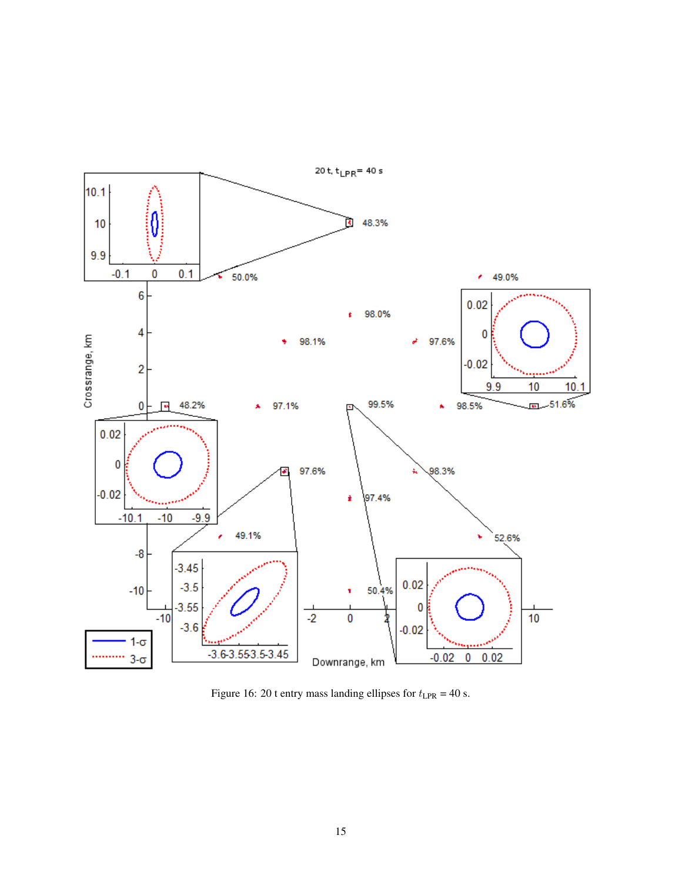Figure 16: 20 t entry mass landing ellipses for $t_{\mathrm{LPR}}$ = 40 s.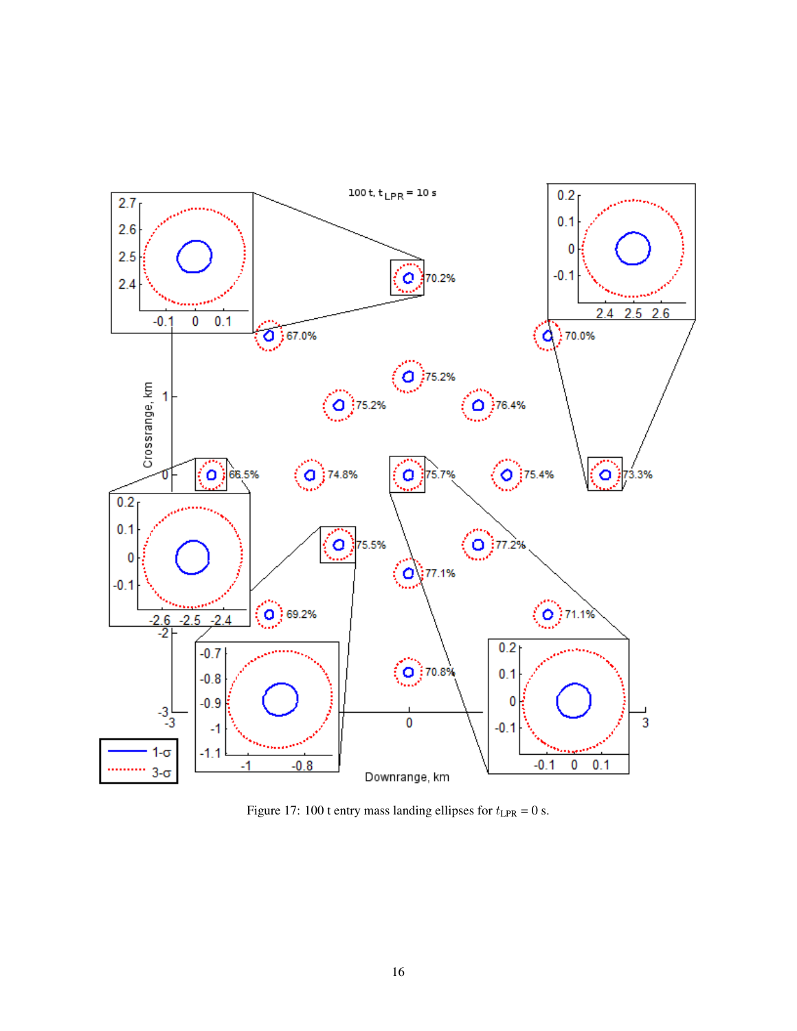Figure 17: 100 t entry mass landing ellipses for $t_{\text{LPR}} = 0$ s.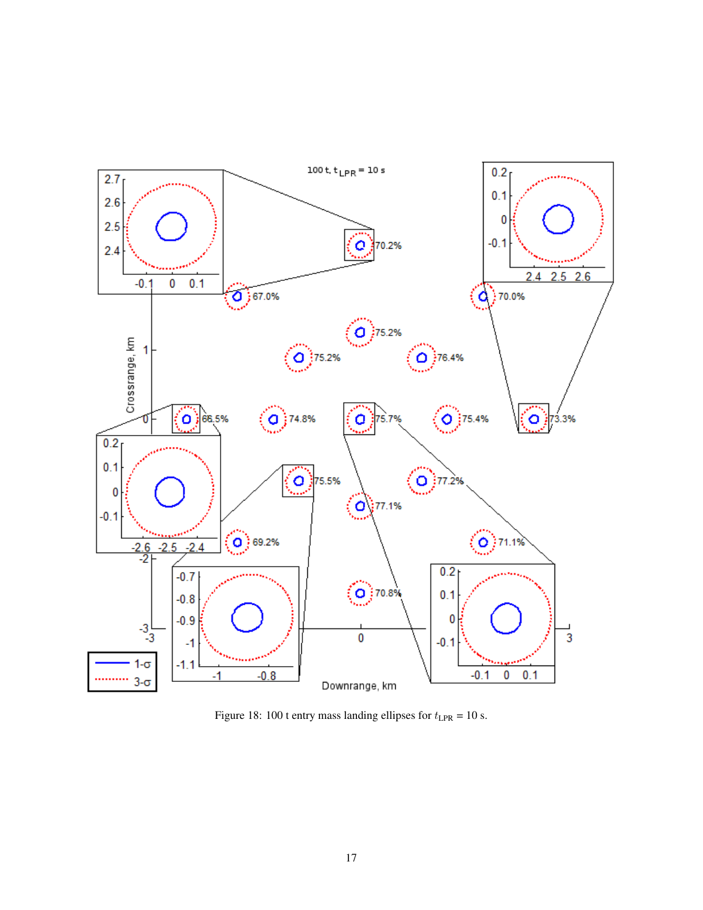Figure 18: 100 t entry mass landing ellipses for $t_{\text{LPR}}$ = 10 s.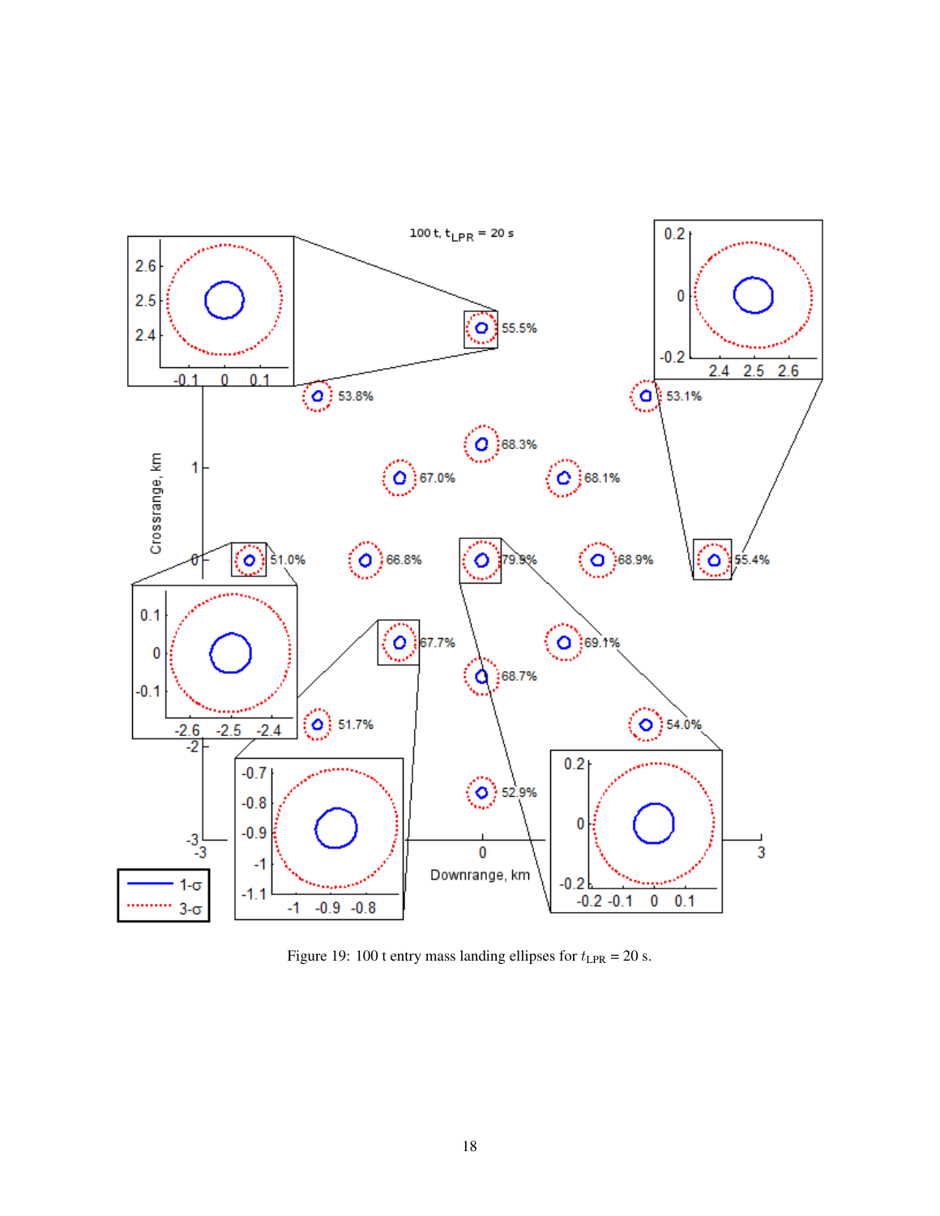Figure 19: 100 t entry mass landing ellipses for $t_{\mathrm{LPR}} = 20$ s.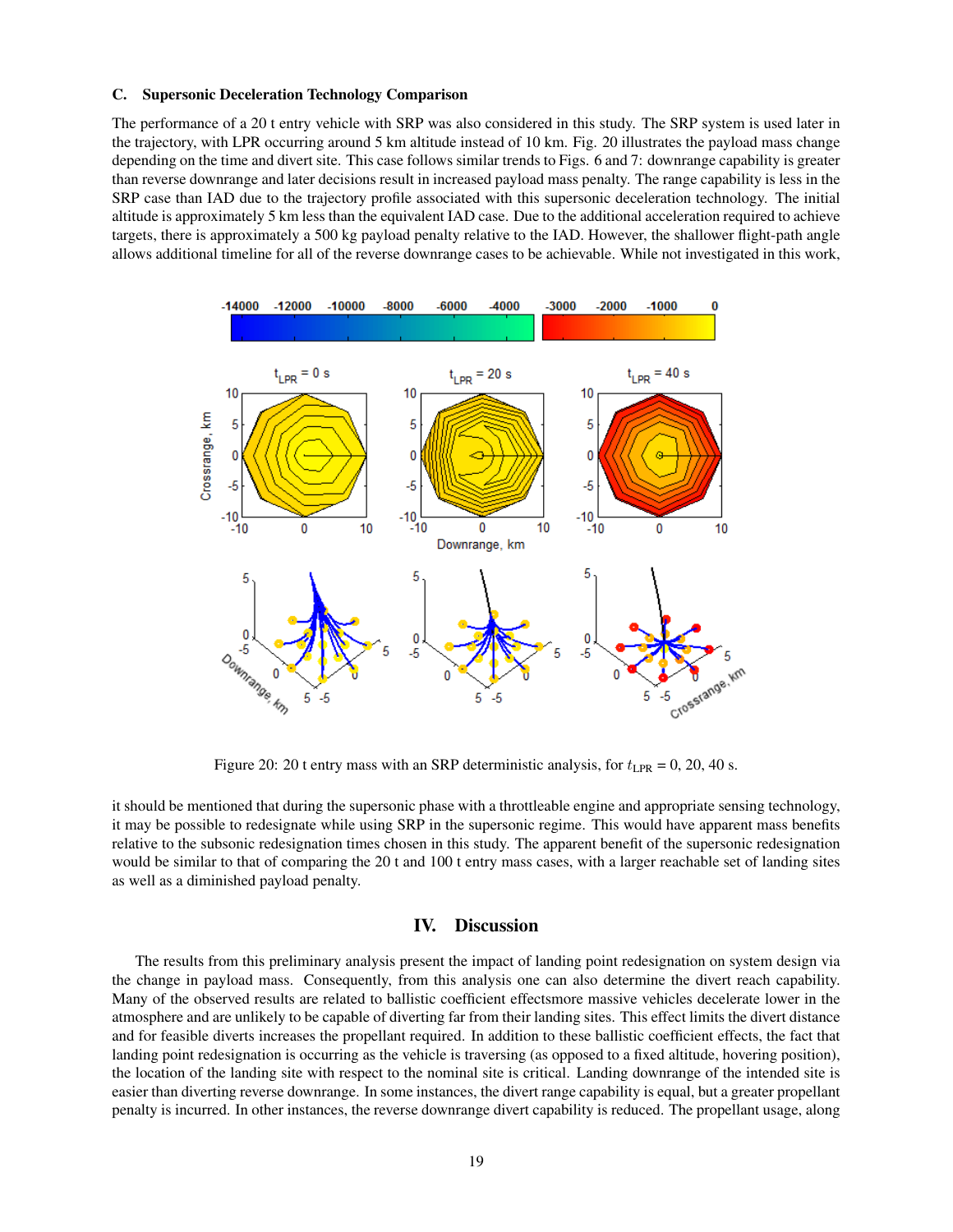### C. Supersonic Deceleration Technology Comparison

The performance of a 20 t entry vehicle with SRP was also considered in this study. The SRP system is used later in the trajectory, with LPR occurring around 5 km altitude instead of 10 km. Fig. 20 illustrates the payload mass change depending on the time and divert site. This case follows similar trends to Figs. 6 and 7: downrange capability is greater than reverse downrange and later decisions result in increased payload mass penalty. The range capability is less in the SRP case than IAD due to the trajectory profile associated with this supersonic deceleration technology. The initial altitude is approximately 5 km less than the equivalent IAD case. Due to the additional acceleration required to achieve targets, there is approximately a 500 kg payload penalty relative to the IAD. However, the shallower flight-path angle allows additional timeline for all of the reverse downrange cases to be achievable. While not investigated in this work, it should be mentioned that during the supersonic phase with a throttleable engine and appropriate sensing technology, it may be possible to redesignate while using SRP in the supersonic regime. This would have apparent mass benefits relative to the subsonic redesignation times chosen in this study. The apparent benefit of the supersonic redesignation would be similar to that of comparing the 20 t and 100 t entry mass cases, with a larger reachable set of landing sites as well as a diminished payload penalty.

Figure 20: 20 t entry mass with an SRP deterministic analysis, for $t_{\mathrm{LPR}}$ = 0, 20, 40 s.

## IV. Discussion

The results from this preliminary analysis present the impact of landing point redesignation on system design via the change in payload mass. Consequently, from this analysis one can also determine the divert reach capability. Many of the observed results are related to ballistic coefficient effectsmore massive vehicles decelerate lower in the atmosphere and are unlikely to be capable of diverting far from their landing sites. This effect limits the divert distance and for feasible diverts increases the propellant required. In addition to these ballistic coefficient effects, the fact that landing point redesignation is occurring as the vehicle is traversing (as opposed to a fixed altitude, hovering position), the location of the landing site with respect to the nominal site is critical. Landing downrange of the intended site is easier than diverting reverse downrange. In some instances, the divert range capability is equal, but a greater propellant penalty is incurred. In other instances, the reverse downrange divert capability is reduced. The propellant usage, along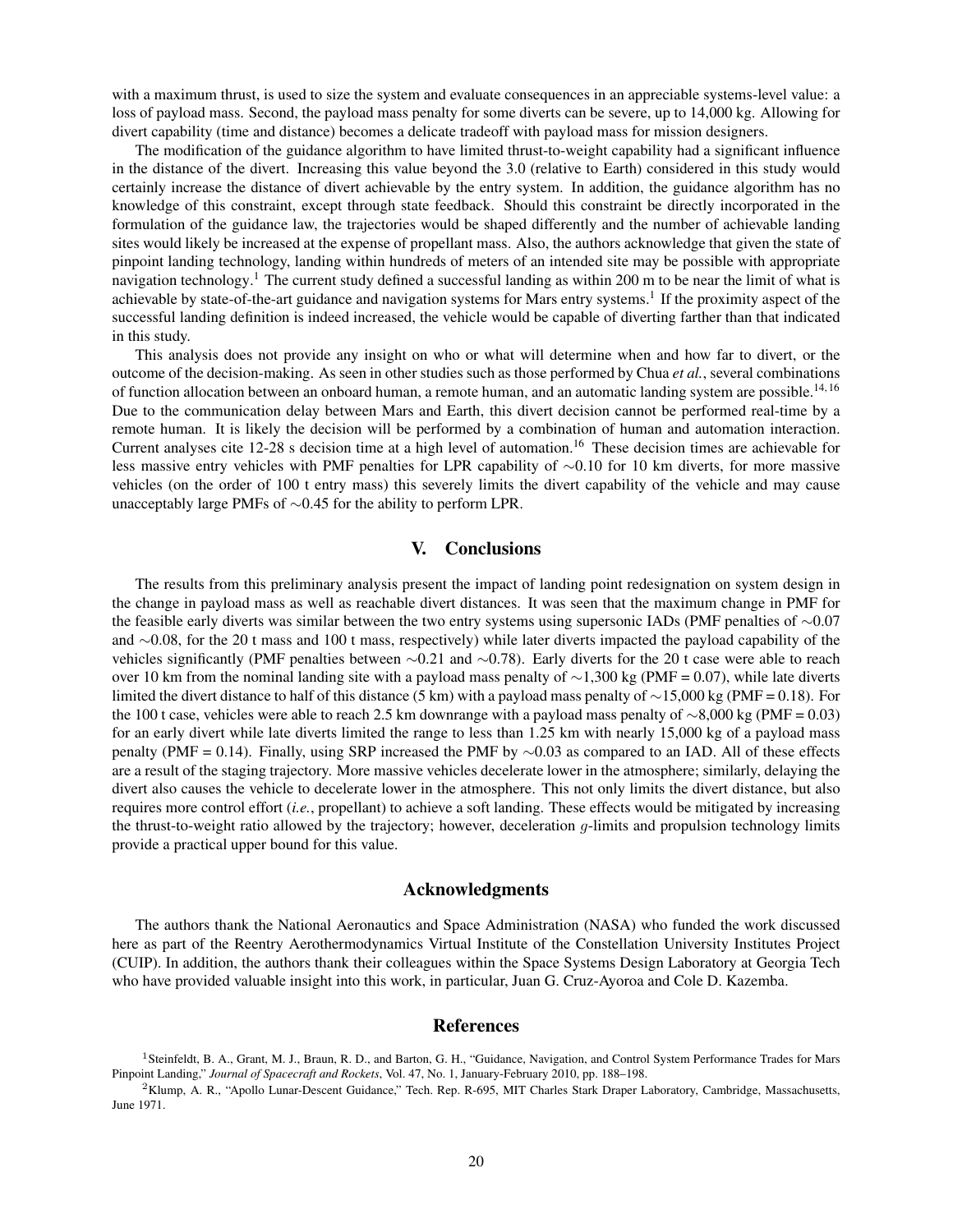with a maximum thrust, is used to size the system and evaluate consequences in an appreciable systems-level value: a loss of payload mass. Second, the payload mass penalty for some diverts can be severe, up to 14,000 kg. Allowing for divert capability (time and distance) becomes a delicate tradeoff with payload mass for mission designers.

The modification of the guidance algorithm to have limited thrust-to-weight capability had a significant influence in the distance of the divert. Increasing this value beyond the 3.0 (relative to Earth) considered in this study would certainly increase the distance of divert achievable by the entry system. In addition, the guidance algorithm has no knowledge of this constraint, except through state feedback. Should this constraint be directly incorporated in the formulation of the guidance law, the trajectories would be shaped differently and the number of achievable landing sites would likely be increased at the expense of propellant mass. Also, the authors acknowledge that given the state of pinpoint landing technology, landing within hundreds of meters of an intended site may be possible with appropriate navigation technology.[1] The current study defined a successful landing as within 200 m to be near the limit of what is achievable by state-of-the-art guidance and navigation systems for Mars entry systems.[1] If the proximity aspect of the successful landing definition is indeed increased, the vehicle would be capable of diverting farther than that indicated in this study.

This analysis does not provide any insight on who or what will determine when and how far to divert, or the outcome of the decision-making. As seen in other studies such as those performed by Chua *et al.*, several combinations of function allocation between an onboard human, a remote human, and an automatic landing system are possible.[14,16] Due to the communication delay between Mars and Earth, this divert decision cannot be performed real-time by a remote human. It is likely the decision will be performed by a combination of human and automation interaction. Current analyses cite 12-28 s decision time at a high level of automation.[16] These decision times are achievable for less massive entry vehicles with PMF penalties for LPR capability of $\sim$0.10 for 10 km diverts, for more massive vehicles (on the order of 100 t entry mass) this severely limits the divert capability of the vehicle and may cause unacceptably large PMFs of $\sim$0.45 for the ability to perform LPR.

## V. Conclusions

The results from this preliminary analysis present the impact of landing point redesignation on system design in the change in payload mass as well as reachable divert distances. It was seen that the maximum change in PMF for the feasible early diverts was similar between the two entry systems using supersonic IADs (PMF penalties of $\sim$0.07 and $\sim$0.08, for the 20 t mass and 100 t mass, respectively) while later diverts impacted the payload capability of the vehicles significantly (PMF penalties between $\sim$0.21 and $\sim$0.78). Early diverts for the 20 t case were able to reach over 10 km from the nominal landing site with a payload mass penalty of $\sim$1,300 kg (PMF = 0.07), while late diverts limited the divert distance to half of this distance (5 km) with a payload mass penalty of $\sim$15,000 kg (PMF = 0.18). For the 100 t case, vehicles were able to reach 2.5 km downrange with a payload mass penalty of $\sim$8,000 kg (PMF = 0.03) for an early divert while late diverts limited the range to less than 1.25 km with nearly 15,000 kg of a payload mass penalty (PMF = 0.14). Finally, using SRP increased the PMF by $\sim$0.03 as compared to an IAD. All of these effects are a result of the staging trajectory. More massive vehicles decelerate lower in the atmosphere; similarly, delaying the divert also causes the vehicle to decelerate lower in the atmosphere. This not only limits the divert distance, but also requires more control effort (*i.e.*, propellant) to achieve a soft landing. These effects would be mitigated by increasing the thrust-to-weight ratio allowed by the trajectory; however, deceleration $g$-limits and propulsion technology limits provide a practical upper bound for this value.

## Acknowledgments

The authors thank the National Aeronautics and Space Administration (NASA) who funded the work discussed here as part of the Reentry Aerothermodynamics Virtual Institute of the Constellation University Institutes Project (CUIP). In addition, the authors thank their colleagues within the Space Systems Design Laboratory at Georgia Tech who have provided valuable insight into this work, in particular, Juan G. Cruz-Ayoroa and Cole D. Kazemba.

## References

[1] Steinfeldt, B. A., Grant, M. J., Braun, R. D., and Barton, G. H., "Guidance, Navigation, and Control System Performance Trades for Mars Pinpoint Landing," *Journal of Spacecraft and Rockets*, Vol. 47, No. 1, January-February 2010, pp. 188–198.

[2] Klump, A. R., "Apollo Lunar-Descent Guidance," Tech. Rep. R-695, MIT Charles Stark Draper Laboratory, Cambridge, Massachusetts, June 1971.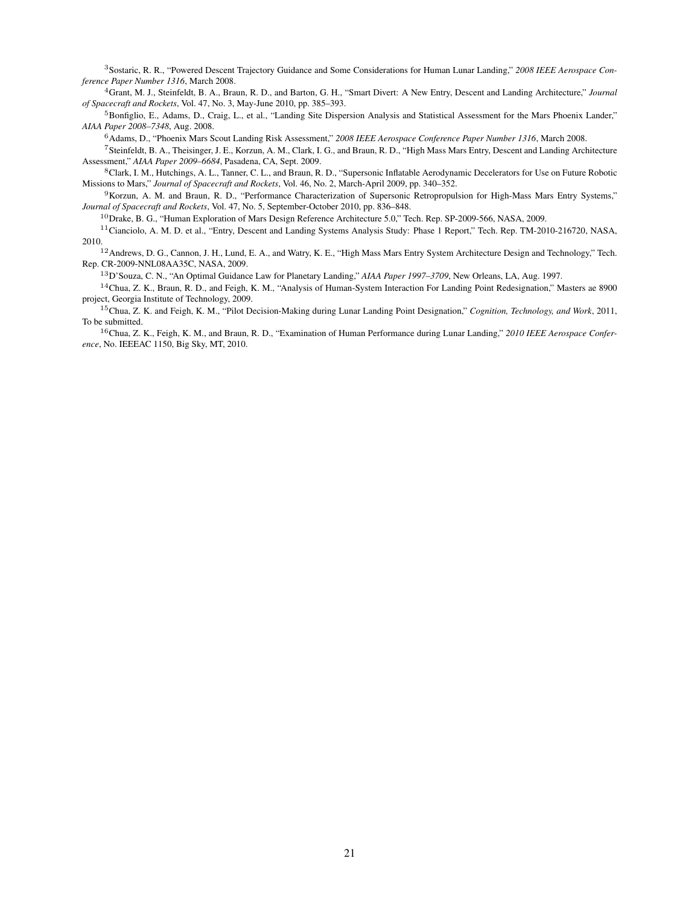[3] Sostaric, R. R., "Powered Descent Trajectory Guidance and Some Considerations for Human Lunar Landing," *2008 IEEE Aerospace Conference Paper Number 1316*, March 2008.

[4] Grant, M. J., Steinfeldt, B. A., Braun, R. D., and Barton, G. H., "Smart Divert: A New Entry, Descent and Landing Architecture," *Journal of Spacecraft and Rockets*, Vol. 47, No. 3, May-June 2010, pp. 385–393.

[5] Bonfiglio, E., Adams, D., Craig, L., et al., "Landing Site Dispersion Analysis and Statistical Assessment for the Mars Phoenix Lander," *AIAA Paper 2008–7348*, Aug. 2008.

[6] Adams, D., "Phoenix Mars Scout Landing Risk Assessment," *2008 IEEE Aerospace Conference Paper Number 1316*, March 2008.

[7] Steinfeldt, B. A., Theisinger, J. E., Korzun, A. M., Clark, I. G., and Braun, R. D., "High Mass Mars Entry, Descent and Landing Architecture Assessment," *AIAA Paper 2009–6684*, Pasadena, CA, Sept. 2009.

[8] Clark, I. M., Hutchings, A. L., Tanner, C. L., and Braun, R. D., "Supersonic Inflatable Aerodynamic Decelerators for Use on Future Robotic Missions to Mars," *Journal of Spacecraft and Rockets*, Vol. 46, No. 2, March-April 2009, pp. 340–352.

[9] Korzun, A. M. and Braun, R. D., "Performance Characterization of Supersonic Retropropulsion for High-Mass Mars Entry Systems," *Journal of Spacecraft and Rockets*, Vol. 47, No. 5, September-October 2010, pp. 836–848.

[10] Drake, B. G., "Human Exploration of Mars Design Reference Architecture 5.0," Tech. Rep. SP-2009-566, NASA, 2009.

[11] Cianciolo, A. M. D. et al., "Entry, Descent and Landing Systems Analysis Study: Phase 1 Report," Tech. Rep. TM-2010-216720, NASA, 2010.

[12] Andrews, D. G., Cannon, J. H., Lund, E. A., and Watry, K. E., "High Mass Mars Entry System Architecture Design and Technology," Tech. Rep. CR-2009-NNL08AA35C, NASA, 2009.

[13] D'Souza, C. N., "An Optimal Guidance Law for Planetary Landing," *AIAA Paper 1997–3709*, New Orleans, LA, Aug. 1997.

[14] Chua, Z. K., Braun, R. D., and Feigh, K. M., "Analysis of Human-System Interaction For Landing Point Redesignation," Masters ae 8900 project, Georgia Institute of Technology, 2009.

[15] Chua, Z. K. and Feigh, K. M., "Pilot Decision-Making during Lunar Landing Point Designation," *Cognition, Technology, and Work*, 2011, To be submitted.

[16] Chua, Z. K., Feigh, K. M., and Braun, R. D., "Examination of Human Performance during Lunar Landing," *2010 IEEE Aerospace Conference*, No. IEEEAC 1150, Big Sky, MT, 2010.